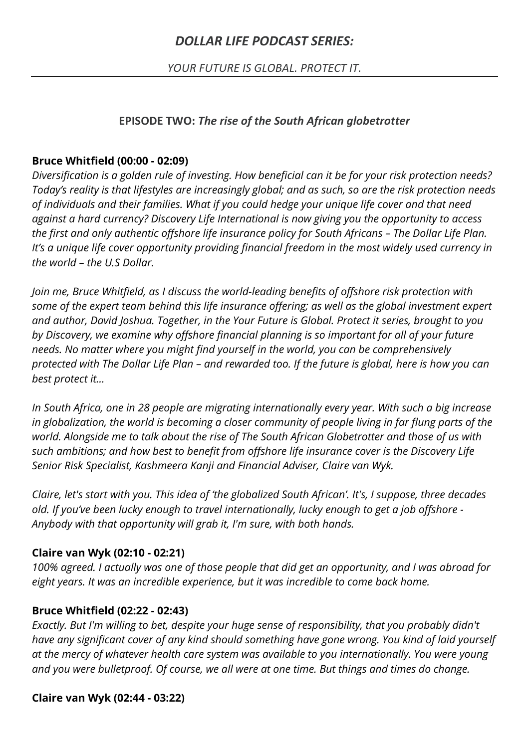# *DOLLAR LIFE PODCAST SERIES:*

*YOUR FUTURE IS GLOBAL. PROTECT IT.*

---

## EPISODE TWO: *The rise of the South African globetrotter*

**Bruce Whitfield (00:00 - 02:09)**

*Diversification is a golden rule of investing. How beneficial can it be for your risk protection needs? Today's reality is that lifestyles are increasingly global; and as such, so are the risk protection needs of individuals and their families. What if you could hedge your unique life cover and that need against a hard currency? Discovery Life International is now giving you the opportunity to access the first and only authentic offshore life insurance policy for South Africans – The Dollar Life Plan. It's a unique life cover opportunity providing financial freedom in the most widely used currency in the world – the U.S Dollar.*

*Join me, Bruce Whitfield, as I discuss the world-leading benefits of offshore risk protection with some of the expert team behind this life insurance offering; as well as the global investment expert and author, David Joshua. Together, in the Your Future is Global. Protect it series, brought to you by Discovery, we examine why offshore financial planning is so important for all of your future needs. No matter where you might find yourself in the world, you can be comprehensively protected with The Dollar Life Plan – and rewarded too. If the future is global, here is how you can best protect it...*

*In South Africa, one in 28 people are migrating internationally every year. With such a big increase in globalization, the world is becoming a closer community of people living in far flung parts of the world. Alongside me to talk about the rise of The South African Globetrotter and those of us with such ambitions; and how best to benefit from offshore life insurance cover is the Discovery Life Senior Risk Specialist, Kashmeera Kanji and Financial Adviser, Claire van Wyk.*

*Claire, let's start with you. This idea of 'the globalized South African'. It's, I suppose, three decades old. If you've been lucky enough to travel internationally, lucky enough to get a job offshore - Anybody with that opportunity will grab it, I'm sure, with both hands.*

**Claire van Wyk (02:10 - 02:21)**

*100% agreed. I actually was one of those people that did get an opportunity, and I was abroad for eight years. It was an incredible experience, but it was incredible to come back home.*

**Bruce Whitfield (02:22 - 02:43)**

*Exactly. But I'm willing to bet, despite your huge sense of responsibility, that you probably didn't have any significant cover of any kind should something have gone wrong. You kind of laid yourself at the mercy of whatever health care system was available to you internationally. You were young and you were bulletproof. Of course, we all were at one time. But things and times do change.*

**Claire van Wyk (02:44 - 03:22)**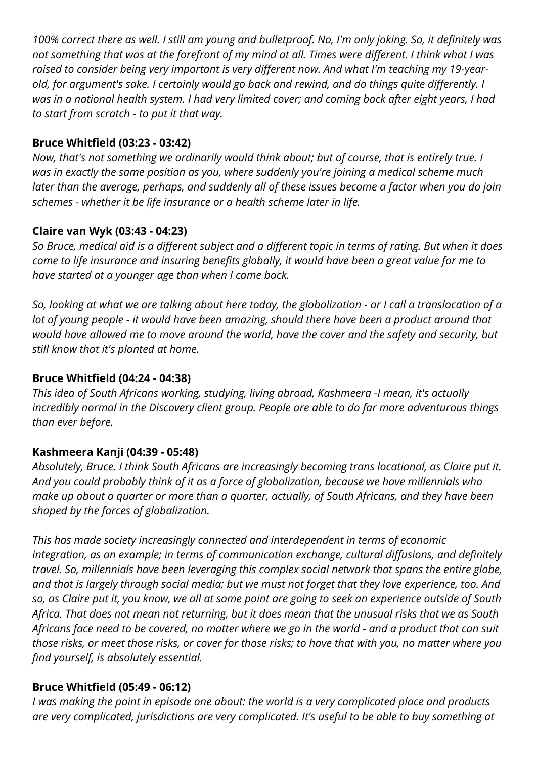*100% correct there as well. I still am young and bulletproof. No, I'm only joking. So, it definitely was not something that was at the forefront of my mind at all. Times were different. I think what I was raised to consider being very important is very different now. And what I'm teaching my 19-year-old, for argument's sake. I certainly would go back and rewind, and do things quite differently. I was in a national health system. I had very limited cover; and coming back after eight years, I had to start from scratch - to put it that way.*

**Bruce Whitfield (03:23 - 03:42)**

*Now, that's not something we ordinarily would think about; but of course, that is entirely true. I was in exactly the same position as you, where suddenly you're joining a medical scheme much later than the average, perhaps, and suddenly all of these issues become a factor when you do join schemes - whether it be life insurance or a health scheme later in life.*

**Claire van Wyk (03:43 - 04:23)**

*So Bruce, medical aid is a different subject and a different topic in terms of rating. But when it does come to life insurance and insuring benefits globally, it would have been a great value for me to have started at a younger age than when I came back.*

*So, looking at what we are talking about here today, the globalization - or I call a translocation of a lot of young people - it would have been amazing, should there have been a product around that would have allowed me to move around the world, have the cover and the safety and security, but still know that it's planted at home.*

**Bruce Whitfield (04:24 - 04:38)**

*This idea of South Africans working, studying, living abroad, Kashmeera -I mean, it's actually incredibly normal in the Discovery client group. People are able to do far more adventurous things than ever before.*

**Kashmeera Kanji (04:39 - 05:48)**

*Absolutely, Bruce. I think South Africans are increasingly becoming trans locational, as Claire put it. And you could probably think of it as a force of globalization, because we have millennials who make up about a quarter or more than a quarter, actually, of South Africans, and they have been shaped by the forces of globalization.*

*This has made society increasingly connected and interdependent in terms of economic integration, as an example; in terms of communication exchange, cultural diffusions, and definitely travel. So, millennials have been leveraging this complex social network that spans the entire globe, and that is largely through social media; but we must not forget that they love experience, too. And so, as Claire put it, you know, we all at some point are going to seek an experience outside of South Africa. That does not mean not returning, but it does mean that the unusual risks that we as South Africans face need to be covered, no matter where we go in the world - and a product that can suit those risks, or meet those risks, or cover for those risks; to have that with you, no matter where you find yourself, is absolutely essential.*

**Bruce Whitfield (05:49 - 06:12)**

*I was making the point in episode one about: the world is a very complicated place and products are very complicated, jurisdictions are very complicated. It's useful to be able to buy something at*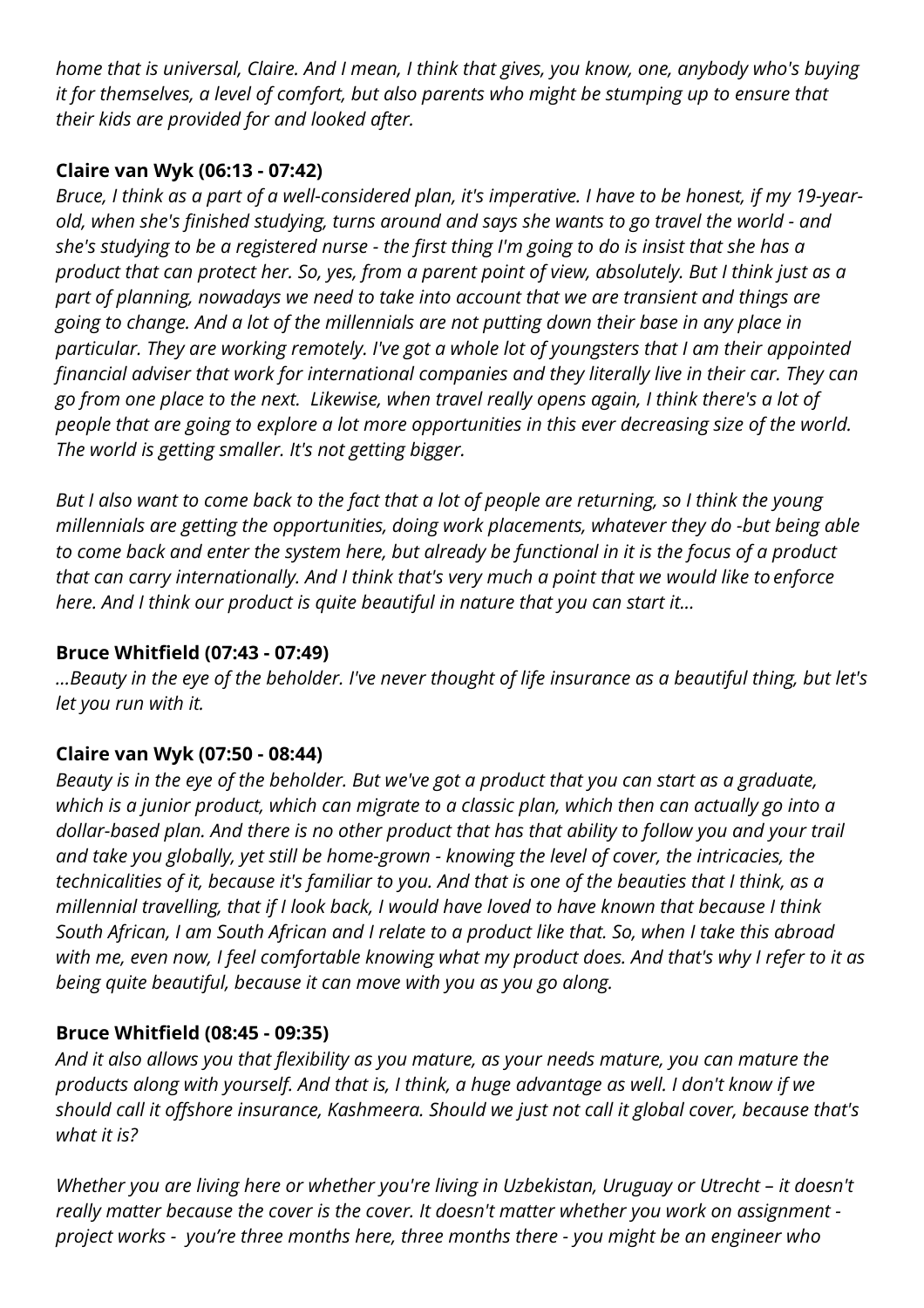*home that is universal, Claire. And I mean, I think that gives, you know, one, anybody who's buying it for themselves, a level of comfort, but also parents who might be stumping up to ensure that their kids are provided for and looked after.*

**Claire van Wyk (06:13 - 07:42)**

*Bruce, I think as a part of a well-considered plan, it's imperative. I have to be honest, if my 19-year-old, when she's finished studying, turns around and says she wants to go travel the world - and she's studying to be a registered nurse - the first thing I'm going to do is insist that she has a product that can protect her. So, yes, from a parent point of view, absolutely. But I think just as a part of planning, nowadays we need to take into account that we are transient and things are going to change. And a lot of the millennials are not putting down their base in any place in particular. They are working remotely. I've got a whole lot of youngsters that I am their appointed financial adviser that work for international companies and they literally live in their car. They can go from one place to the next. Likewise, when travel really opens again, I think there's a lot of people that are going to explore a lot more opportunities in this ever decreasing size of the world. The world is getting smaller. It's not getting bigger.*

*But I also want to come back to the fact that a lot of people are returning, so I think the young millennials are getting the opportunities, doing work placements, whatever they do -but being able to come back and enter the system here, but already be functional in it is the focus of a product that can carry internationally. And I think that's very much a point that we would like to enforce here. And I think our product is quite beautiful in nature that you can start it...*

**Bruce Whitfield (07:43 - 07:49)**

*...Beauty in the eye of the beholder. I've never thought of life insurance as a beautiful thing, but let's let you run with it.*

**Claire van Wyk (07:50 - 08:44)**

*Beauty is in the eye of the beholder. But we've got a product that you can start as a graduate, which is a junior product, which can migrate to a classic plan, which then can actually go into a dollar-based plan. And there is no other product that has that ability to follow you and your trail and take you globally, yet still be home-grown - knowing the level of cover, the intricacies, the technicalities of it, because it's familiar to you. And that is one of the beauties that I think, as a millennial travelling, that if I look back, I would have loved to have known that because I think South African, I am South African and I relate to a product like that. So, when I take this abroad with me, even now, I feel comfortable knowing what my product does. And that's why I refer to it as being quite beautiful, because it can move with you as you go along.*

**Bruce Whitfield (08:45 - 09:35)**

*And it also allows you that flexibility as you mature, as your needs mature, you can mature the products along with yourself. And that is, I think, a huge advantage as well. I don't know if we should call it offshore insurance, Kashmeera. Should we just not call it global cover, because that's what it is?*

*Whether you are living here or whether you're living in Uzbekistan, Uruguay or Utrecht – it doesn't really matter because the cover is the cover. It doesn't matter whether you work on assignment - project works - you're three months here, three months there - you might be an engineer who*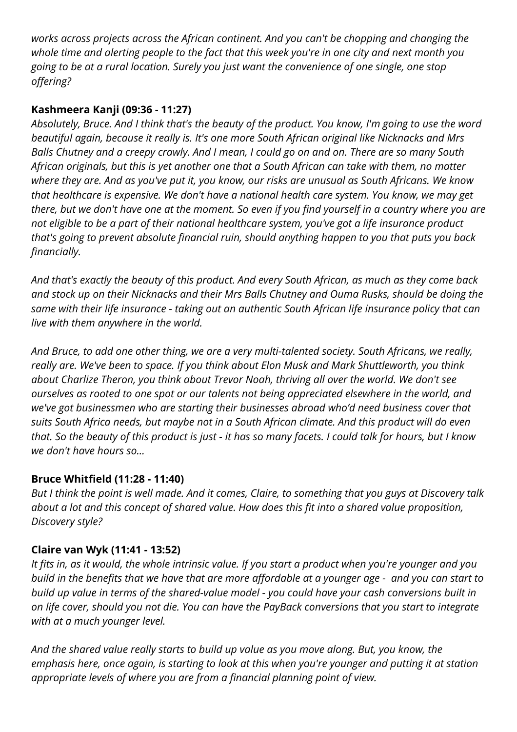*works across projects across the African continent. And you can't be chopping and changing the whole time and alerting people to the fact that this week you're in one city and next month you going to be at a rural location. Surely you just want the convenience of one single, one stop offering?*

**Kashmeera Kanji (09:36 - 11:27)**
*Absolutely, Bruce. And I think that's the beauty of the product. You know, I'm going to use the word beautiful again, because it really is. It's one more South African original like Nicknacks and Mrs Balls Chutney and a creepy crawly. And I mean, I could go on and on. There are so many South African originals, but this is yet another one that a South African can take with them, no matter where they are. And as you've put it, you know, our risks are unusual as South Africans. We know that healthcare is expensive. We don't have a national health care system. You know, we may get there, but we don't have one at the moment. So even if you find yourself in a country where you are not eligible to be a part of their national healthcare system, you've got a life insurance product that's going to prevent absolute financial ruin, should anything happen to you that puts you back financially.*

*And that's exactly the beauty of this product. And every South African, as much as they come back and stock up on their Nicknacks and their Mrs Balls Chutney and Ouma Rusks, should be doing the same with their life insurance - taking out an authentic South African life insurance policy that can live with them anywhere in the world.*

*And Bruce, to add one other thing, we are a very multi-talented society. South Africans, we really, really are. We've been to space. If you think about Elon Musk and Mark Shuttleworth, you think about Charlize Theron, you think about Trevor Noah, thriving all over the world. We don't see ourselves as rooted to one spot or our talents not being appreciated elsewhere in the world, and we've got businessmen who are starting their businesses abroad who'd need business cover that suits South Africa needs, but maybe not in a South African climate. And this product will do even that. So the beauty of this product is just - it has so many facets. I could talk for hours, but I know we don't have hours so...*

**Bruce Whitfield (11:28 - 11:40)**
*But I think the point is well made. And it comes, Claire, to something that you guys at Discovery talk about a lot and this concept of shared value. How does this fit into a shared value proposition, Discovery style?*

**Claire van Wyk (11:41 - 13:52)**
*It fits in, as it would, the whole intrinsic value. If you start a product when you're younger and you build in the benefits that we have that are more affordable at a younger age - and you can start to build up value in terms of the shared-value model - you could have your cash conversions built in on life cover, should you not die. You can have the PayBack conversions that you start to integrate with at a much younger level.*

*And the shared value really starts to build up value as you move along. But, you know, the emphasis here, once again, is starting to look at this when you're younger and putting it at station appropriate levels of where you are from a financial planning point of view.*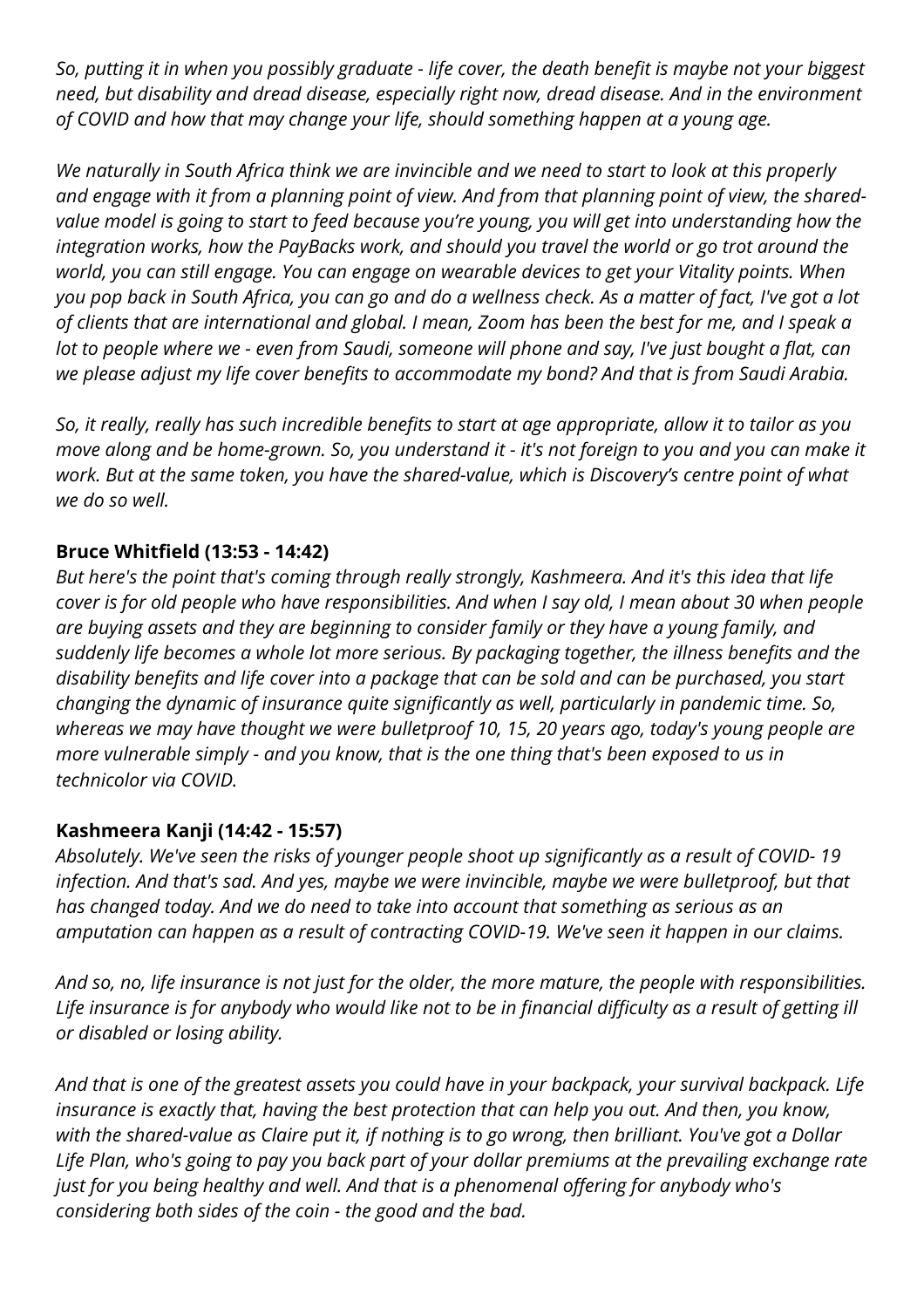*So, putting it in when you possibly graduate - life cover, the death benefit is maybe not your biggest need, but disability and dread disease, especially right now, dread disease. And in the environment of COVID and how that may change your life, should something happen at a young age.*

*We naturally in South Africa think we are invincible and we need to start to look at this properly and engage with it from a planning point of view. And from that planning point of view, the shared-value model is going to start to feed because you're young, you will get into understanding how the integration works, how the PayBacks work, and should you travel the world or go trot around the world, you can still engage. You can engage on wearable devices to get your Vitality points. When you pop back in South Africa, you can go and do a wellness check. As a matter of fact, I've got a lot of clients that are international and global. I mean, Zoom has been the best for me, and I speak a lot to people where we - even from Saudi, someone will phone and say, I've just bought a flat, can we please adjust my life cover benefits to accommodate my bond? And that is from Saudi Arabia.*

*So, it really, really has such incredible benefits to start at age appropriate, allow it to tailor as you move along and be home-grown. So, you understand it - it's not foreign to you and you can make it work. But at the same token, you have the shared-value, which is Discovery's centre point of what we do so well.*

**Bruce Whitfield (13:53 - 14:42)**

*But here's the point that's coming through really strongly, Kashmeera. And it's this idea that life cover is for old people who have responsibilities. And when I say old, I mean about 30 when people are buying assets and they are beginning to consider family or they have a young family, and suddenly life becomes a whole lot more serious. By packaging together, the illness benefits and the disability benefits and life cover into a package that can be sold and can be purchased, you start changing the dynamic of insurance quite significantly as well, particularly in pandemic time. So, whereas we may have thought we were bulletproof 10, 15, 20 years ago, today's young people are more vulnerable simply - and you know, that is the one thing that's been exposed to us in technicolor via COVID.*

**Kashmeera Kanji (14:42 - 15:57)**

*Absolutely. We've seen the risks of younger people shoot up significantly as a result of COVID- 19 infection. And that's sad. And yes, maybe we were invincible, maybe we were bulletproof, but that has changed today. And we do need to take into account that something as serious as an amputation can happen as a result of contracting COVID-19. We've seen it happen in our claims.*

*And so, no, life insurance is not just for the older, the more mature, the people with responsibilities. Life insurance is for anybody who would like not to be in financial difficulty as a result of getting ill or disabled or losing ability.*

*And that is one of the greatest assets you could have in your backpack, your survival backpack. Life insurance is exactly that, having the best protection that can help you out. And then, you know, with the shared-value as Claire put it, if nothing is to go wrong, then brilliant. You've got a Dollar Life Plan, who's going to pay you back part of your dollar premiums at the prevailing exchange rate just for you being healthy and well. And that is a phenomenal offering for anybody who's considering both sides of the coin - the good and the bad.*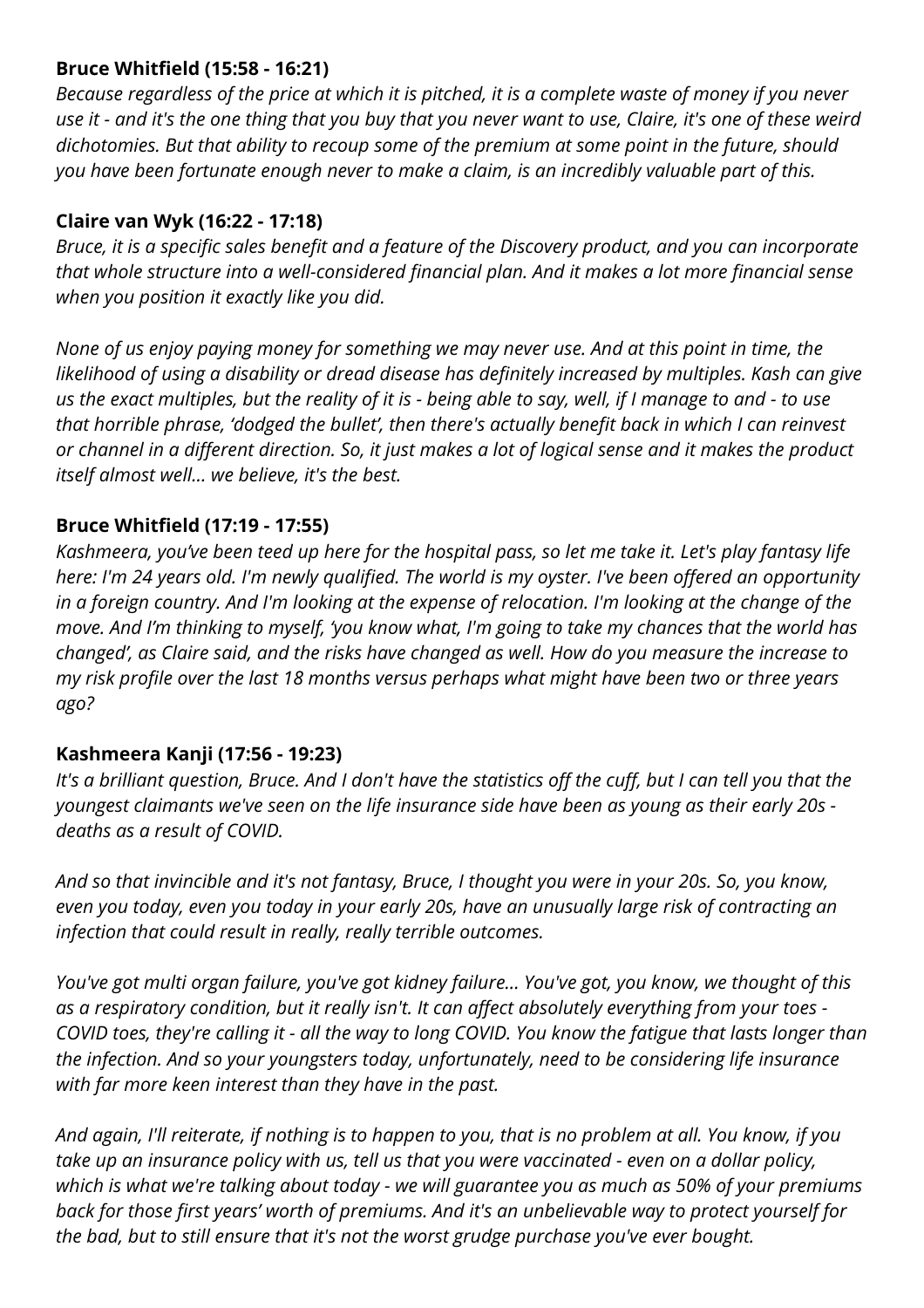**Bruce Whitfield (15:58 - 16:21)**
*Because regardless of the price at which it is pitched, it is a complete waste of money if you never use it - and it's the one thing that you buy that you never want to use, Claire, it's one of these weird dichotomies. But that ability to recoup some of the premium at some point in the future, should you have been fortunate enough never to make a claim, is an incredibly valuable part of this.*

**Claire van Wyk (16:22 - 17:18)**
*Bruce, it is a specific sales benefit and a feature of the Discovery product, and you can incorporate that whole structure into a well-considered financial plan. And it makes a lot more financial sense when you position it exactly like you did.*

*None of us enjoy paying money for something we may never use. And at this point in time, the likelihood of using a disability or dread disease has definitely increased by multiples. Kash can give us the exact multiples, but the reality of it is - being able to say, well, if I manage to and - to use that horrible phrase, 'dodged the bullet', then there's actually benefit back in which I can reinvest or channel in a different direction. So, it just makes a lot of logical sense and it makes the product itself almost well... we believe, it's the best.*

**Bruce Whitfield (17:19 - 17:55)**
*Kashmeera, you've been teed up here for the hospital pass, so let me take it. Let's play fantasy life here: I'm 24 years old. I'm newly qualified. The world is my oyster. I've been offered an opportunity in a foreign country. And I'm looking at the expense of relocation. I'm looking at the change of the move. And I'm thinking to myself, 'you know what, I'm going to take my chances that the world has changed', as Claire said, and the risks have changed as well. How do you measure the increase to my risk profile over the last 18 months versus perhaps what might have been two or three years ago?*

**Kashmeera Kanji (17:56 - 19:23)**
*It's a brilliant question, Bruce. And I don't have the statistics off the cuff, but I can tell you that the youngest claimants we've seen on the life insurance side have been as young as their early 20s - deaths as a result of COVID.*

*And so that invincible and it's not fantasy, Bruce, I thought you were in your 20s. So, you know, even you today, even you today in your early 20s, have an unusually large risk of contracting an infection that could result in really, really terrible outcomes.*

*You've got multi organ failure, you've got kidney failure... You've got, you know, we thought of this as a respiratory condition, but it really isn't. It can affect absolutely everything from your toes - COVID toes, they're calling it - all the way to long COVID. You know the fatigue that lasts longer than the infection. And so your youngsters today, unfortunately, need to be considering life insurance with far more keen interest than they have in the past.*

*And again, I'll reiterate, if nothing is to happen to you, that is no problem at all. You know, if you take up an insurance policy with us, tell us that you were vaccinated - even on a dollar policy, which is what we're talking about today - we will guarantee you as much as 50% of your premiums back for those first years' worth of premiums. And it's an unbelievable way to protect yourself for the bad, but to still ensure that it's not the worst grudge purchase you've ever bought.*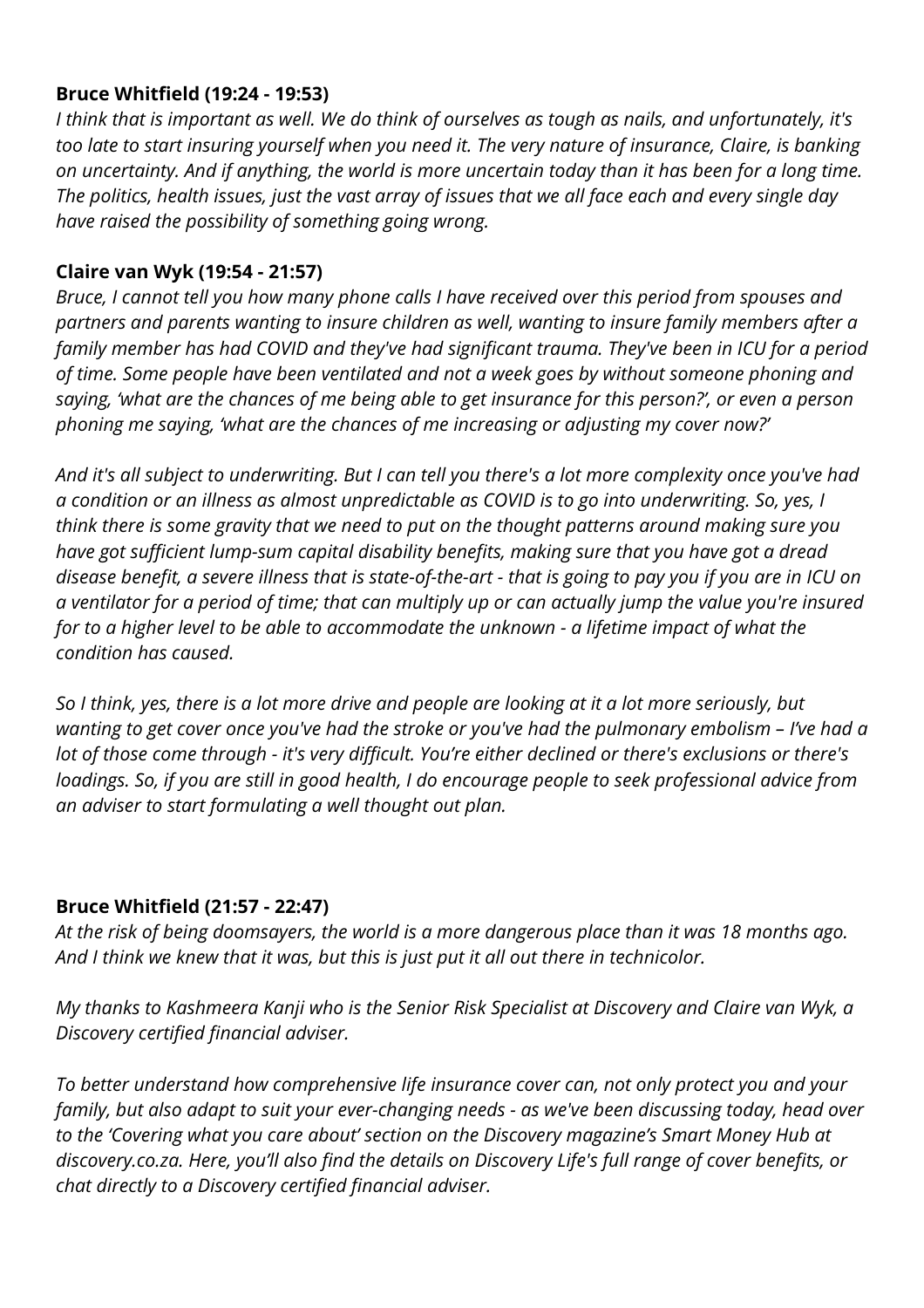**Bruce Whitfield (19:24 - 19:53)**

*I think that is important as well. We do think of ourselves as tough as nails, and unfortunately, it's too late to start insuring yourself when you need it. The very nature of insurance, Claire, is banking on uncertainty. And if anything, the world is more uncertain today than it has been for a long time. The politics, health issues, just the vast array of issues that we all face each and every single day have raised the possibility of something going wrong.*

**Claire van Wyk (19:54 - 21:57)**

*Bruce, I cannot tell you how many phone calls I have received over this period from spouses and partners and parents wanting to insure children as well, wanting to insure family members after a family member has had COVID and they've had significant trauma. They've been in ICU for a period of time. Some people have been ventilated and not a week goes by without someone phoning and saying, 'what are the chances of me being able to get insurance for this person?', or even a person phoning me saying, 'what are the chances of me increasing or adjusting my cover now?'*

*And it's all subject to underwriting. But I can tell you there's a lot more complexity once you've had a condition or an illness as almost unpredictable as COVID is to go into underwriting. So, yes, I think there is some gravity that we need to put on the thought patterns around making sure you have got sufficient lump-sum capital disability benefits, making sure that you have got a dread disease benefit, a severe illness that is state-of-the-art - that is going to pay you if you are in ICU on a ventilator for a period of time; that can multiply up or can actually jump the value you're insured for to a higher level to be able to accommodate the unknown - a lifetime impact of what the condition has caused.*

*So I think, yes, there is a lot more drive and people are looking at it a lot more seriously, but wanting to get cover once you've had the stroke or you've had the pulmonary embolism – I've had a lot of those come through - it's very difficult. You're either declined or there's exclusions or there's loadings. So, if you are still in good health, I do encourage people to seek professional advice from an adviser to start formulating a well thought out plan.*

**Bruce Whitfield (21:57 - 22:47)**

*At the risk of being doomsayers, the world is a more dangerous place than it was 18 months ago. And I think we knew that it was, but this is just put it all out there in technicolor.*

*My thanks to Kashmeera Kanji who is the Senior Risk Specialist at Discovery and Claire van Wyk, a Discovery certified financial adviser.*

*To better understand how comprehensive life insurance cover can, not only protect you and your family, but also adapt to suit your ever-changing needs - as we've been discussing today, head over to the 'Covering what you care about' section on the Discovery magazine's Smart Money Hub at discovery.co.za. Here, you'll also find the details on Discovery Life's full range of cover benefits, or chat directly to a Discovery certified financial adviser.*